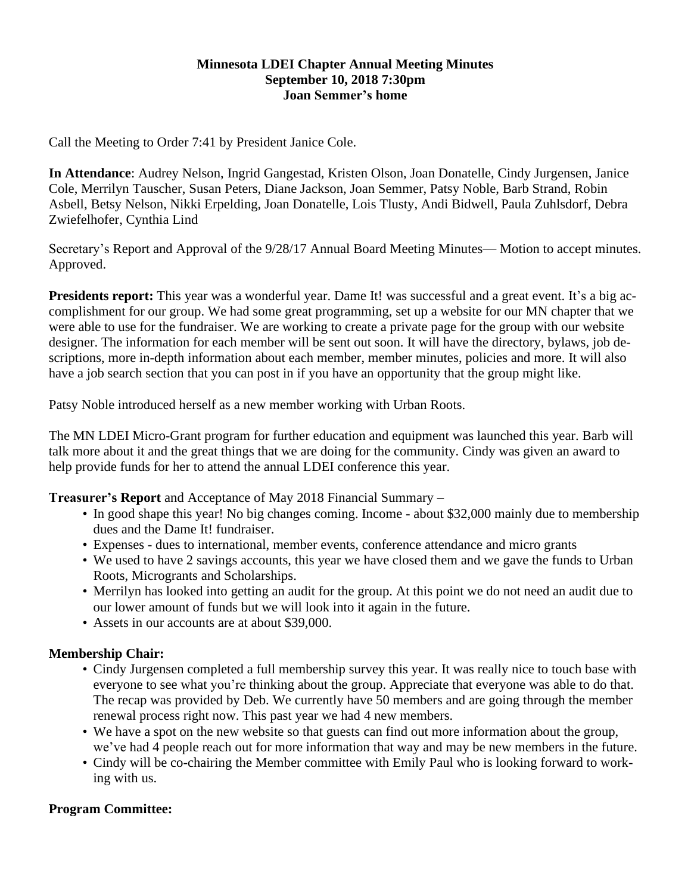**Minnesota LDEI Chapter Annual Meeting Minutes**
**September 10, 2018 7:30pm**
**Joan Semmer's home**

Call the Meeting to Order 7:41 by President Janice Cole.

**In Attendance**: Audrey Nelson, Ingrid Gangestad, Kristen Olson, Joan Donatelle, Cindy Jurgensen, Janice Cole, Merrilyn Tauscher, Susan Peters, Diane Jackson, Joan Semmer, Patsy Noble, Barb Strand, Robin Asbell, Betsy Nelson, Nikki Erpelding, Joan Donatelle, Lois Tlusty, Andi Bidwell, Paula Zuhlsdorf, Debra Zwiefelhofer, Cynthia Lind

Secretary's Report and Approval of the 9/28/17 Annual Board Meeting Minutes— Motion to accept minutes. Approved.

**Presidents report:** This year was a wonderful year. Dame It! was successful and a great event. It's a big accomplishment for our group. We had some great programming, set up a website for our MN chapter that we were able to use for the fundraiser. We are working to create a private page for the group with our website designer. The information for each member will be sent out soon. It will have the directory, bylaws, job descriptions, more in-depth information about each member, member minutes, policies and more. It will also have a job search section that you can post in if you have an opportunity that the group might like.

Patsy Noble introduced herself as a new member working with Urban Roots.

The MN LDEI Micro-Grant program for further education and equipment was launched this year. Barb will talk more about it and the great things that we are doing for the community. Cindy was given an award to help provide funds for her to attend the annual LDEI conference this year.

**Treasurer's Report** and Acceptance of May 2018 Financial Summary –

- In good shape this year! No big changes coming. Income - about $32,000 mainly due to membership dues and the Dame It! fundraiser.
- Expenses - dues to international, member events, conference attendance and micro grants
- We used to have 2 savings accounts, this year we have closed them and we gave the funds to Urban Roots, Microgrants and Scholarships.
- Merrilyn has looked into getting an audit for the group. At this point we do not need an audit due to our lower amount of funds but we will look into it again in the future.
- Assets in our accounts are at about $39,000.

**Membership Chair:**

- Cindy Jurgensen completed a full membership survey this year. It was really nice to touch base with everyone to see what you're thinking about the group. Appreciate that everyone was able to do that. The recap was provided by Deb. We currently have 50 members and are going through the member renewal process right now. This past year we had 4 new members.
- We have a spot on the new website so that guests can find out more information about the group, we've had 4 people reach out for more information that way and may be new members in the future.
- Cindy will be co-chairing the Member committee with Emily Paul who is looking forward to working with us.

**Program Committee:**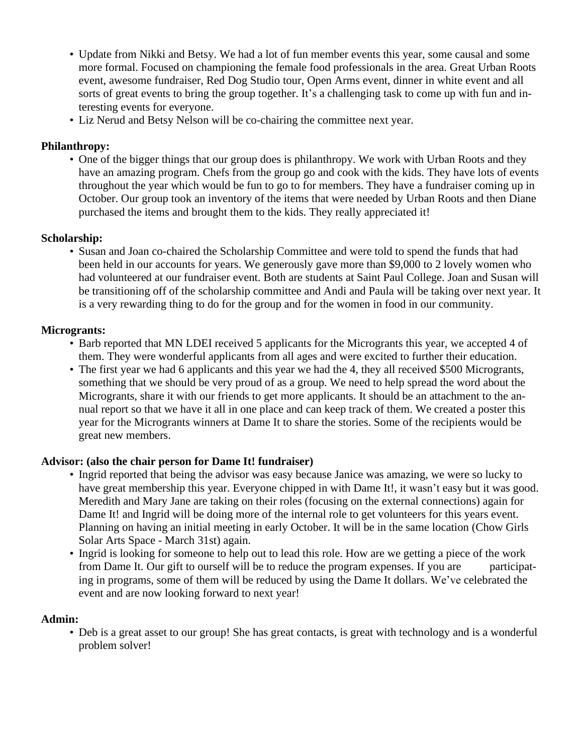- Update from Nikki and Betsy. We had a lot of fun member events this year, some causal and some more formal. Focused on championing the female food professionals in the area. Great Urban Roots event, awesome fundraiser, Red Dog Studio tour, Open Arms event, dinner in white event and all sorts of great events to bring the group together. It's a challenging task to come up with fun and interesting events for everyone.
- Liz Nerud and Betsy Nelson will be co-chairing the committee next year.

**Philanthropy:**

- One of the bigger things that our group does is philanthropy. We work with Urban Roots and they have an amazing program. Chefs from the group go and cook with the kids. They have lots of events throughout the year which would be fun to go to for members. They have a fundraiser coming up in October. Our group took an inventory of the items that were needed by Urban Roots and then Diane purchased the items and brought them to the kids. They really appreciated it!

**Scholarship:**

- Susan and Joan co-chaired the Scholarship Committee and were told to spend the funds that had been held in our accounts for years. We generously gave more than $9,000 to 2 lovely women who had volunteered at our fundraiser event. Both are students at Saint Paul College. Joan and Susan will be transitioning off of the scholarship committee and Andi and Paula will be taking over next year. It is a very rewarding thing to do for the group and for the women in food in our community.

**Microgrants:**

- Barb reported that MN LDEI received 5 applicants for the Microgrants this year, we accepted 4 of them. They were wonderful applicants from all ages and were excited to further their education.
- The first year we had 6 applicants and this year we had the 4, they all received $500 Microgrants, something that we should be very proud of as a group. We need to help spread the word about the Microgrants, share it with our friends to get more applicants. It should be an attachment to the annual report so that we have it all in one place and can keep track of them. We created a poster this year for the Microgrants winners at Dame It to share the stories. Some of the recipients would be great new members.

**Advisor: (also the chair person for Dame It! fundraiser)**

- Ingrid reported that being the advisor was easy because Janice was amazing, we were so lucky to have great membership this year. Everyone chipped in with Dame It!, it wasn't easy but it was good. Meredith and Mary Jane are taking on their roles (focusing on the external connections) again for Dame It! and Ingrid will be doing more of the internal role to get volunteers for this years event. Planning on having an initial meeting in early October. It will be in the same location (Chow Girls Solar Arts Space - March 31st) again.
- Ingrid is looking for someone to help out to lead this role. How are we getting a piece of the work from Dame It. Our gift to ourself will be to reduce the program expenses. If you are participating in programs, some of them will be reduced by using the Dame It dollars. We've celebrated the event and are now looking forward to next year!

**Admin:**

- Deb is a great asset to our group! She has great contacts, is great with technology and is a wonderful problem solver!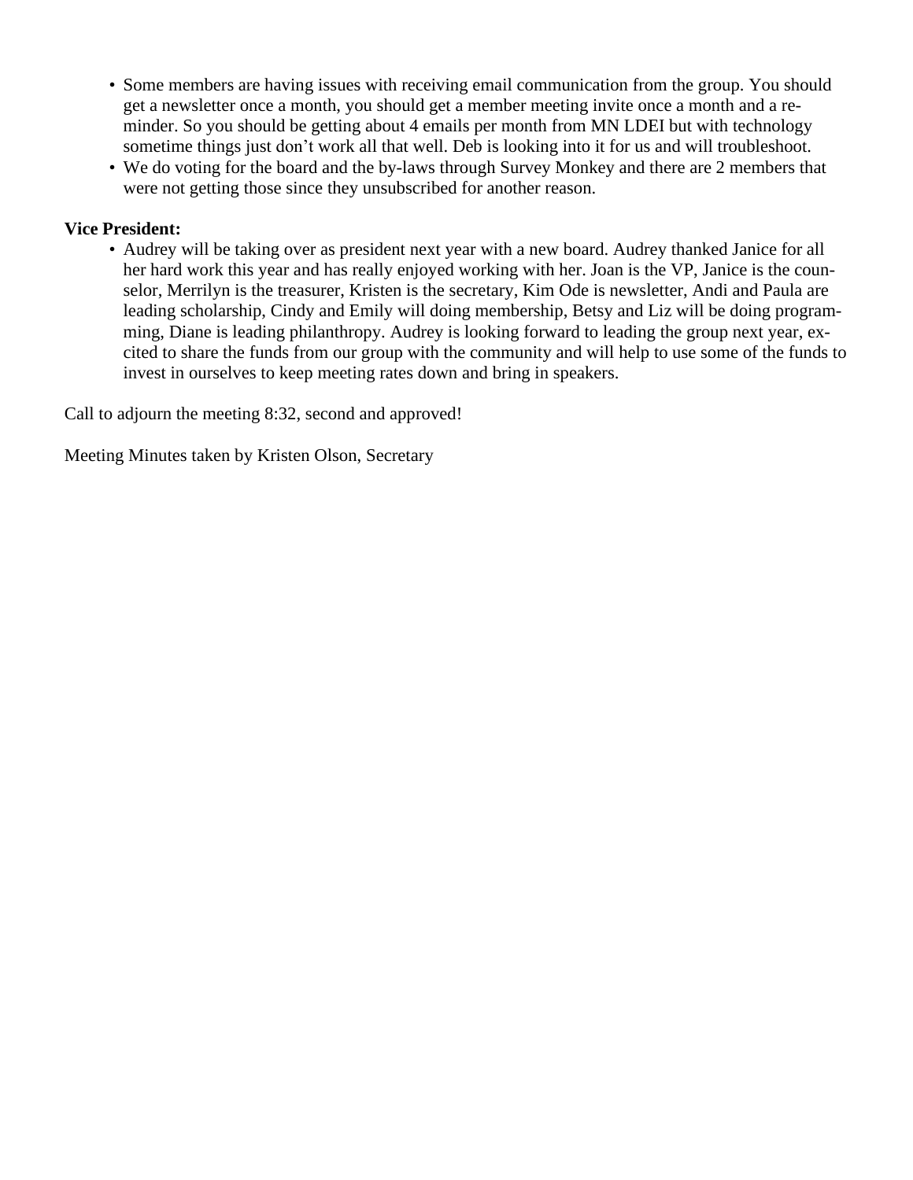- Some members are having issues with receiving email communication from the group. You should get a newsletter once a month, you should get a member meeting invite once a month and a reminder. So you should be getting about 4 emails per month from MN LDEI but with technology sometime things just don't work all that well. Deb is looking into it for us and will troubleshoot.
- We do voting for the board and the by-laws through Survey Monkey and there are 2 members that were not getting those since they unsubscribed for another reason.

**Vice President:**

- Audrey will be taking over as president next year with a new board. Audrey thanked Janice for all her hard work this year and has really enjoyed working with her. Joan is the VP, Janice is the counselor, Merrilyn is the treasurer, Kristen is the secretary, Kim Ode is newsletter, Andi and Paula are leading scholarship, Cindy and Emily will doing membership, Betsy and Liz will be doing programming, Diane is leading philanthropy. Audrey is looking forward to leading the group next year, excited to share the funds from our group with the community and will help to use some of the funds to invest in ourselves to keep meeting rates down and bring in speakers.

Call to adjourn the meeting 8:32, second and approved!

Meeting Minutes taken by Kristen Olson, Secretary